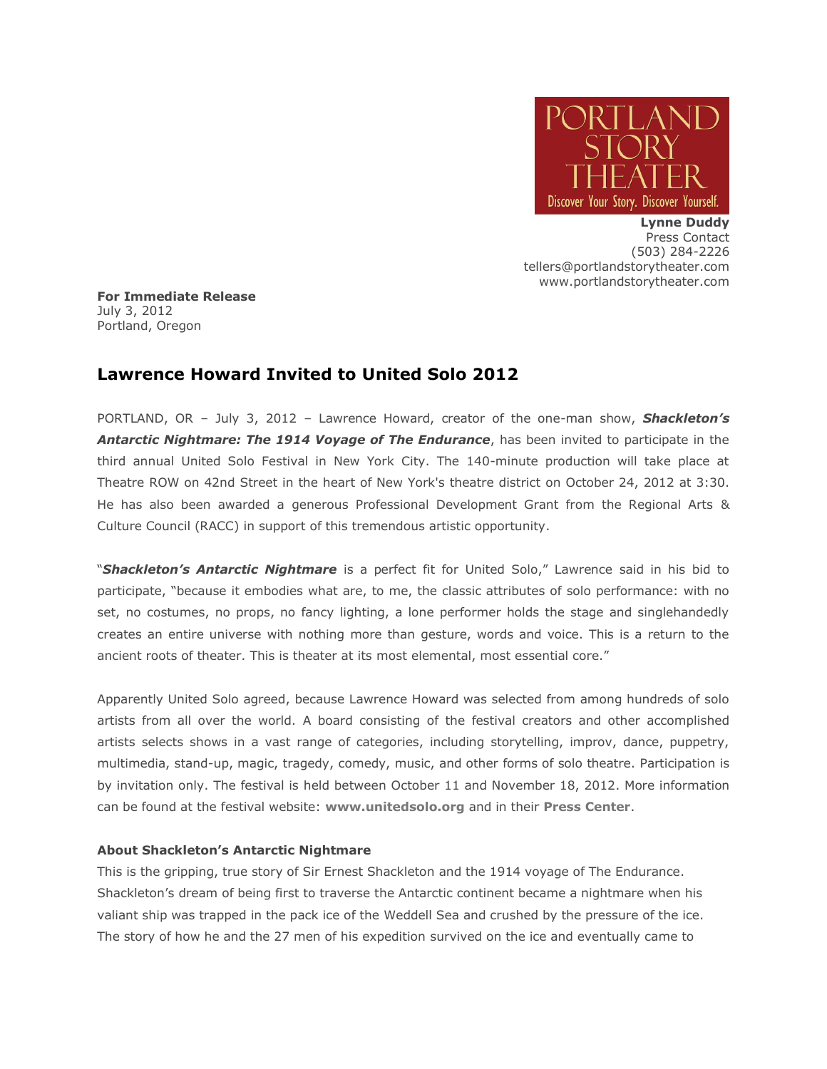PORTLAND STORY THEATER
Discover Your Story. Discover Yourself.

**Lynne Duddy**
Press Contact
(503) 284-2226
tellers@portlandstorytheater.com
www.portlandstorytheater.com

**For Immediate Release**
July 3, 2012
Portland, Oregon

## Lawrence Howard Invited to United Solo 2012

PORTLAND, OR – July 3, 2012 – Lawrence Howard, creator of the one-man show, ***Shackleton's Antarctic Nightmare: The 1914 Voyage of The Endurance***, has been invited to participate in the third annual United Solo Festival in New York City. The 140-minute production will take place at Theatre ROW on 42nd Street in the heart of New York's theatre district on October 24, 2012 at 3:30. He has also been awarded a generous Professional Development Grant from the Regional Arts & Culture Council (RACC) in support of this tremendous artistic opportunity.

"***Shackleton's Antarctic Nightmare*** is a perfect fit for United Solo," Lawrence said in his bid to participate, "because it embodies what are, to me, the classic attributes of solo performance: with no set, no costumes, no props, no fancy lighting, a lone performer holds the stage and singlehandedly creates an entire universe with nothing more than gesture, words and voice. This is a return to the ancient roots of theater. This is theater at its most elemental, most essential core."

Apparently United Solo agreed, because Lawrence Howard was selected from among hundreds of solo artists from all over the world. A board consisting of the festival creators and other accomplished artists selects shows in a vast range of categories, including storytelling, improv, dance, puppetry, multimedia, stand-up, magic, tragedy, comedy, music, and other forms of solo theatre. Participation is by invitation only. The festival is held between October 11 and November 18, 2012. More information can be found at the festival website: **www.unitedsolo.org** and in their **Press Center**.

**About Shackleton's Antarctic Nightmare**

This is the gripping, true story of Sir Ernest Shackleton and the 1914 voyage of The Endurance. Shackleton's dream of being first to traverse the Antarctic continent became a nightmare when his valiant ship was trapped in the pack ice of the Weddell Sea and crushed by the pressure of the ice. The story of how he and the 27 men of his expedition survived on the ice and eventually came to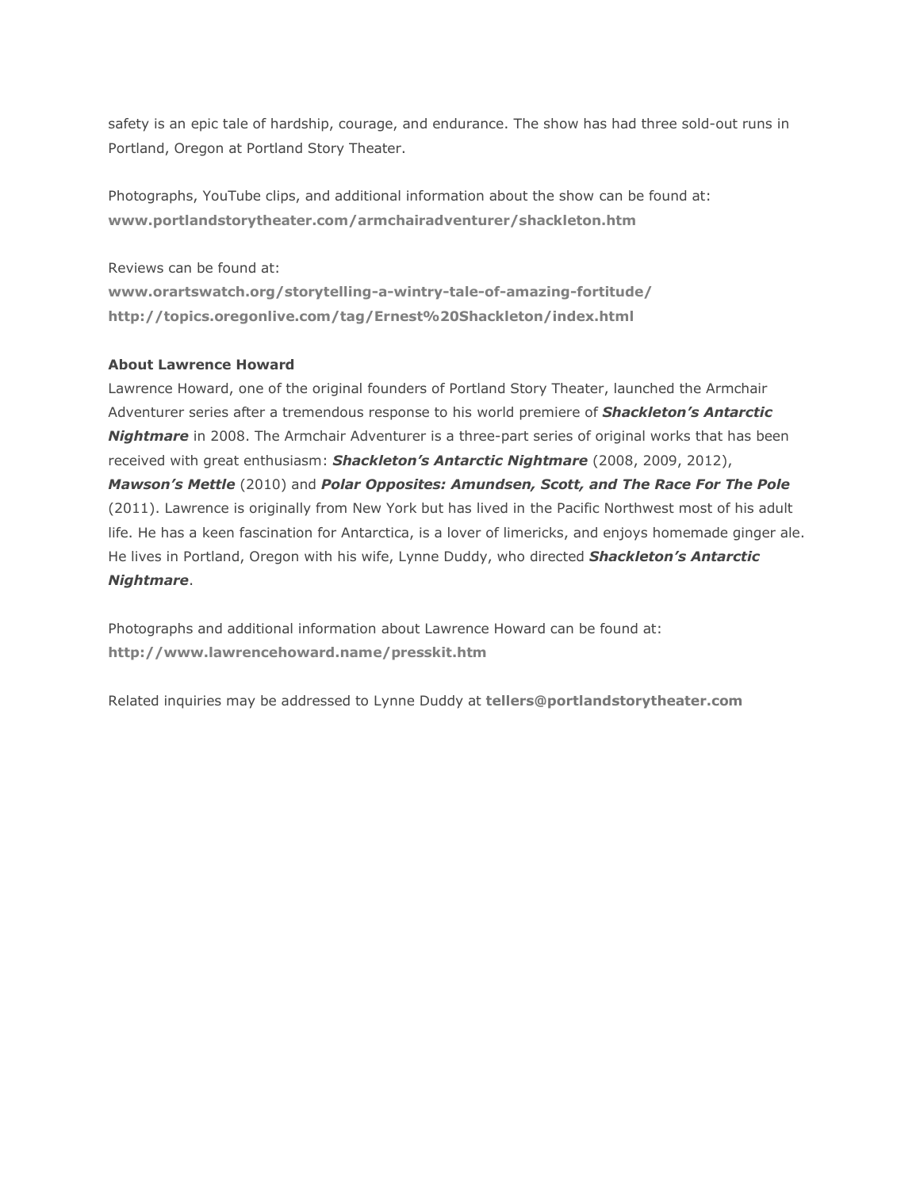safety is an epic tale of hardship, courage, and endurance. The show has had three sold-out runs in Portland, Oregon at Portland Story Theater.

Photographs, YouTube clips, and additional information about the show can be found at:
**www.portlandstorytheater.com/armchairadventurer/shackleton.htm**

Reviews can be found at:
**www.orartswatch.org/storytelling-a-wintry-tale-of-amazing-fortitude/**
**http://topics.oregonlive.com/tag/Ernest%20Shackleton/index.html**

**About Lawrence Howard**

Lawrence Howard, one of the original founders of Portland Story Theater, launched the Armchair Adventurer series after a tremendous response to his world premiere of ***Shackleton's Antarctic Nightmare*** in 2008. The Armchair Adventurer is a three-part series of original works that has been received with great enthusiasm: ***Shackleton's Antarctic Nightmare*** (2008, 2009, 2012), ***Mawson's Mettle*** (2010) and ***Polar Opposites: Amundsen, Scott, and The Race For The Pole*** (2011). Lawrence is originally from New York but has lived in the Pacific Northwest most of his adult life. He has a keen fascination for Antarctica, is a lover of limericks, and enjoys homemade ginger ale. He lives in Portland, Oregon with his wife, Lynne Duddy, who directed ***Shackleton's Antarctic Nightmare***.

Photographs and additional information about Lawrence Howard can be found at:
**http://www.lawrencehoward.name/presskit.htm**

Related inquiries may be addressed to Lynne Duddy at **tellers@portlandstorytheater.com**